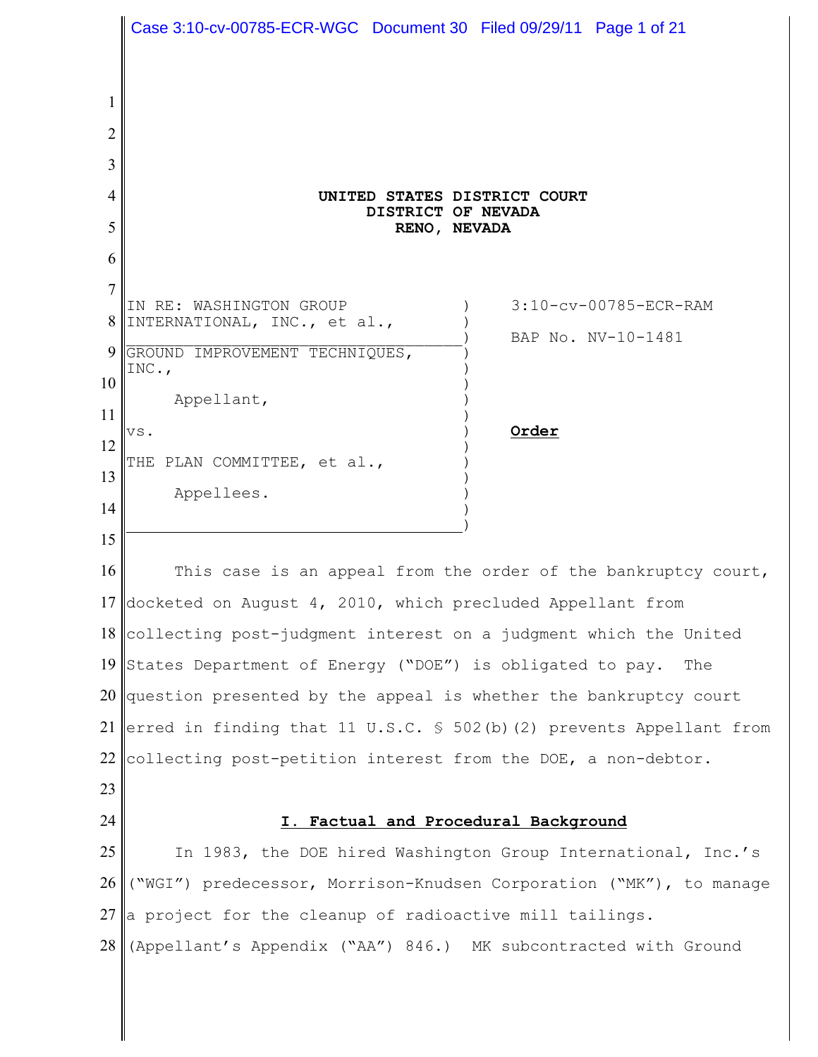**UNITED STATES DISTRICT COURT**
**DISTRICT OF NEVADA**
**RENO, NEVADA**

| | |
|---|---|
| IN RE: WASHINGTON GROUP INTERNATIONAL, INC., et al., | 3:10-cv-00785-ECR-RAM |
| GROUND IMPROVEMENT TECHNIQUES, INC., Appellant, vs. THE PLAN COMMITTEE, et al., Appellees. | BAP No. NV-10-1481 **Order** |

This case is an appeal from the order of the bankruptcy court, docketed on August 4, 2010, which precluded Appellant from collecting post-judgment interest on a judgment which the United States Department of Energy ("DOE") is obligated to pay. The question presented by the appeal is whether the bankruptcy court erred in finding that 11 U.S.C. § 502(b)(2) prevents Appellant from collecting post-petition interest from the DOE, a non-debtor.

## I. Factual and Procedural Background

In 1983, the DOE hired Washington Group International, Inc.'s ("WGI") predecessor, Morrison-Knudsen Corporation ("MK"), to manage a project for the cleanup of radioactive mill tailings. (Appellant's Appendix ("AA") 846.) MK subcontracted with Ground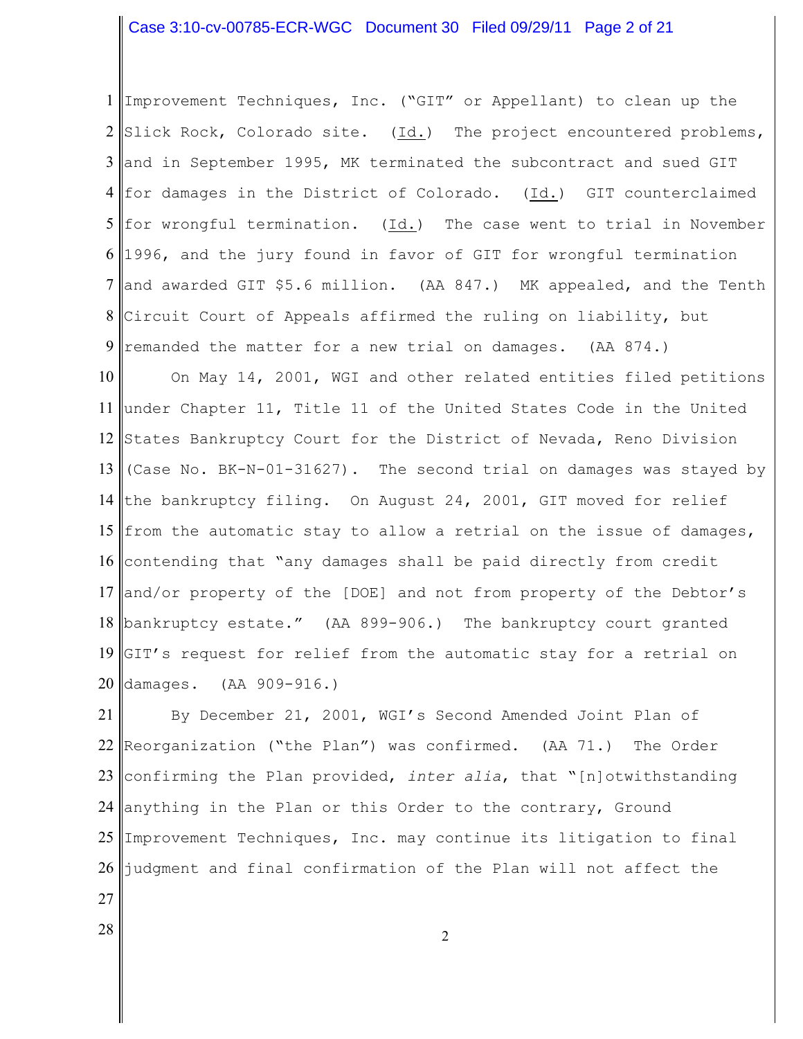Improvement Techniques, Inc. ("GIT" or Appellant) to clean up the Slick Rock, Colorado site. (Id.) The project encountered problems, and in September 1995, MK terminated the subcontract and sued GIT for damages in the District of Colorado. (Id.) GIT counterclaimed for wrongful termination. (Id.) The case went to trial in November 1996, and the jury found in favor of GIT for wrongful termination and awarded GIT $5.6 million. (AA 847.) MK appealed, and the Tenth Circuit Court of Appeals affirmed the ruling on liability, but remanded the matter for a new trial on damages. (AA 874.)

On May 14, 2001, WGI and other related entities filed petitions under Chapter 11, Title 11 of the United States Code in the United States Bankruptcy Court for the District of Nevada, Reno Division (Case No. BK-N-01-31627). The second trial on damages was stayed by the bankruptcy filing. On August 24, 2001, GIT moved for relief from the automatic stay to allow a retrial on the issue of damages, contending that "any damages shall be paid directly from credit and/or property of the [DOE] and not from property of the Debtor's bankruptcy estate." (AA 899-906.) The bankruptcy court granted GIT's request for relief from the automatic stay for a retrial on damages. (AA 909-916.)

By December 21, 2001, WGI's Second Amended Joint Plan of Reorganization ("the Plan") was confirmed. (AA 71.) The Order confirming the Plan provided, *inter alia*, that "[n]otwithstanding anything in the Plan or this Order to the contrary, Ground Improvement Techniques, Inc. may continue its litigation to final judgment and final confirmation of the Plan will not affect the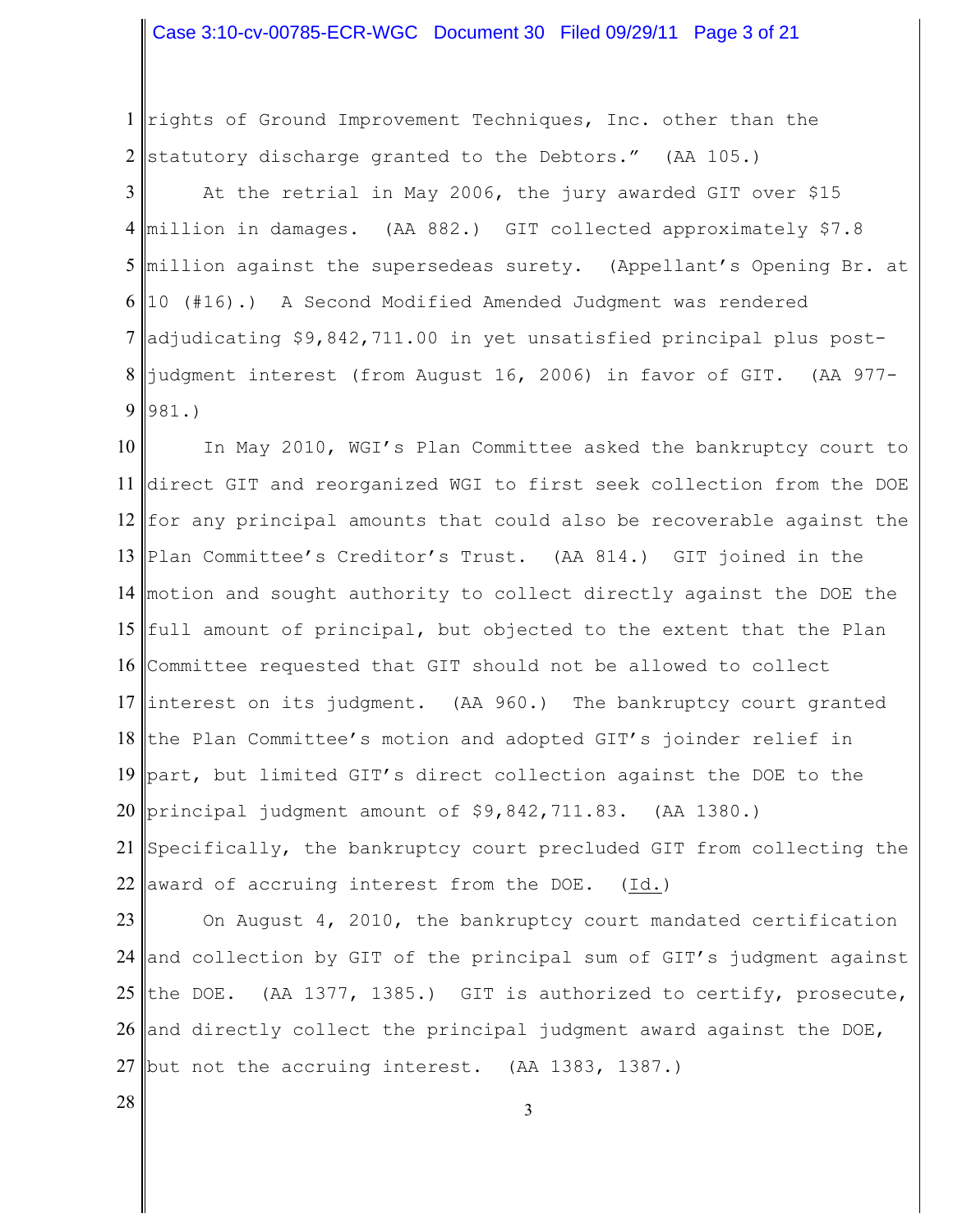rights of Ground Improvement Techniques, Inc. other than the statutory discharge granted to the Debtors." (AA 105.)

At the retrial in May 2006, the jury awarded GIT over $15 million in damages. (AA 882.) GIT collected approximately $7.8 million against the supersedeas surety. (Appellant's Opening Br. at 10 (#16).) A Second Modified Amended Judgment was rendered adjudicating $9,842,711.00 in yet unsatisfied principal plus post-judgment interest (from August 16, 2006) in favor of GIT. (AA 977-981.)

In May 2010, WGI's Plan Committee asked the bankruptcy court to direct GIT and reorganized WGI to first seek collection from the DOE for any principal amounts that could also be recoverable against the Plan Committee's Creditor's Trust. (AA 814.) GIT joined in the motion and sought authority to collect directly against the DOE the full amount of principal, but objected to the extent that the Plan Committee requested that GIT should not be allowed to collect interest on its judgment. (AA 960.) The bankruptcy court granted the Plan Committee's motion and adopted GIT's joinder relief in part, but limited GIT's direct collection against the DOE to the principal judgment amount of $9,842,711.83. (AA 1380.) Specifically, the bankruptcy court precluded GIT from collecting the award of accruing interest from the DOE. (Id.)

On August 4, 2010, the bankruptcy court mandated certification and collection by GIT of the principal sum of GIT's judgment against the DOE. (AA 1377, 1385.) GIT is authorized to certify, prosecute, and directly collect the principal judgment award against the DOE, but not the accruing interest. (AA 1383, 1387.)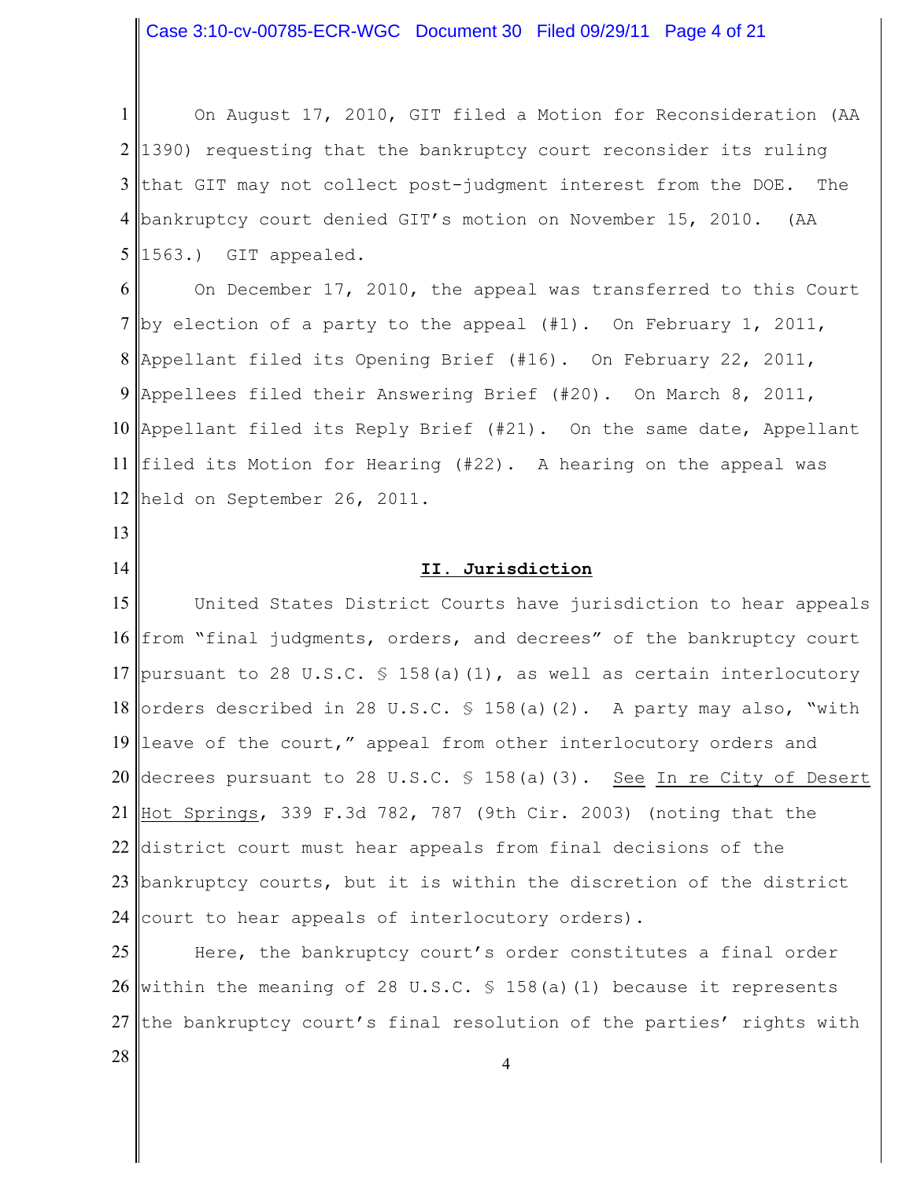On August 17, 2010, GIT filed a Motion for Reconsideration (AA 1390) requesting that the bankruptcy court reconsider its ruling that GIT may not collect post-judgment interest from the DOE. The bankruptcy court denied GIT's motion on November 15, 2010. (AA 1563.) GIT appealed.

On December 17, 2010, the appeal was transferred to this Court by election of a party to the appeal (#1). On February 1, 2011, Appellant filed its Opening Brief (#16). On February 22, 2011, Appellees filed their Answering Brief (#20). On March 8, 2011, Appellant filed its Reply Brief (#21). On the same date, Appellant filed its Motion for Hearing (#22). A hearing on the appeal was held on September 26, 2011.

## II. Jurisdiction

United States District Courts have jurisdiction to hear appeals from "final judgments, orders, and decrees" of the bankruptcy court pursuant to 28 U.S.C. § 158(a)(1), as well as certain interlocutory orders described in 28 U.S.C. § 158(a)(2). A party may also, "with leave of the court," appeal from other interlocutory orders and decrees pursuant to 28 U.S.C. § 158(a)(3). See In re City of Desert Hot Springs, 339 F.3d 782, 787 (9th Cir. 2003) (noting that the district court must hear appeals from final decisions of the bankruptcy courts, but it is within the discretion of the district court to hear appeals of interlocutory orders).

Here, the bankruptcy court's order constitutes a final order within the meaning of 28 U.S.C. § 158(a)(1) because it represents the bankruptcy court's final resolution of the parties' rights with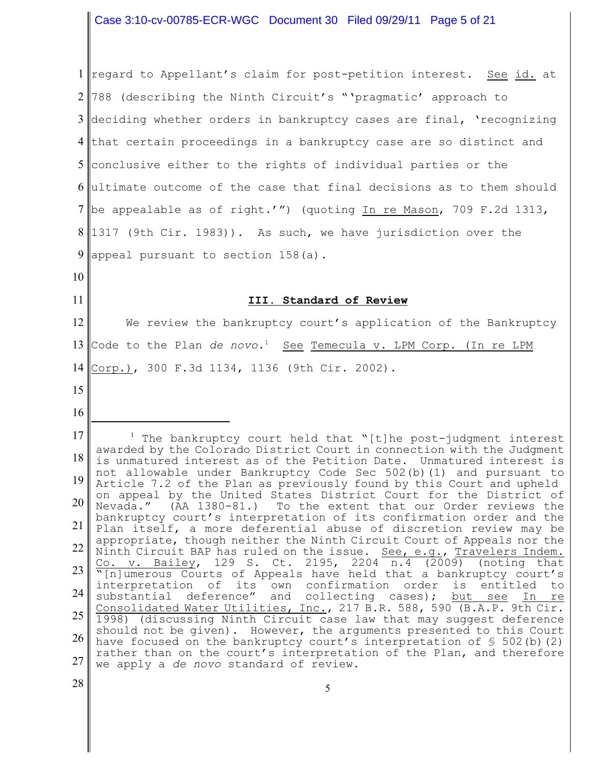regard to Appellant's claim for post-petition interest. See id. at 788 (describing the Ninth Circuit's "'pragmatic' approach to deciding whether orders in bankruptcy cases are final, 'recognizing that certain proceedings in a bankruptcy case are so distinct and conclusive either to the rights of individual parties or the ultimate outcome of the case that final decisions as to them should be appealable as of right.'") (quoting In re Mason, 709 F.2d 1313, 1317 (9th Cir. 1983)). As such, we have jurisdiction over the appeal pursuant to section 158(a).

## III. Standard of Review

We review the bankruptcy court's application of the Bankruptcy Code to the Plan *de novo*.[1] See Temecula v. LPM Corp. (In re LPM Corp.), 300 F.3d 1134, 1136 (9th Cir. 2002).

---

[1] The bankruptcy court held that "[t]he post-judgment interest awarded by the Colorado District Court in connection with the Judgment is unmatured interest as of the Petition Date. Unmatured interest is not allowable under Bankruptcy Code Sec 502(b)(1) and pursuant to Article 7.2 of the Plan as previously found by this Court and upheld on appeal by the United States District Court for the District of Nevada." (AA 1380-81.) To the extent that our Order reviews the bankruptcy court's interpretation of its confirmation order and the Plan itself, a more deferential abuse of discretion review may be appropriate, though neither the Ninth Circuit Court of Appeals nor the Ninth Circuit BAP has ruled on the issue. See, e.g., Travelers Indem. Co. v. Bailey, 129 S. Ct. 2195, 2204 n.4 (2009) (noting that "[n]umerous Courts of Appeals have held that a bankruptcy court's interpretation of its own confirmation order is entitled to substantial deference" and collecting cases); but see In re Consolidated Water Utilities, Inc., 217 B.R. 588, 590 (B.A.P. 9th Cir. 1998) (discussing Ninth Circuit case law that may suggest deference should not be given). However, the arguments presented to this Court have focused on the bankruptcy court's interpretation of § 502(b)(2) rather than on the court's interpretation of the Plan, and therefore we apply a *de novo* standard of review.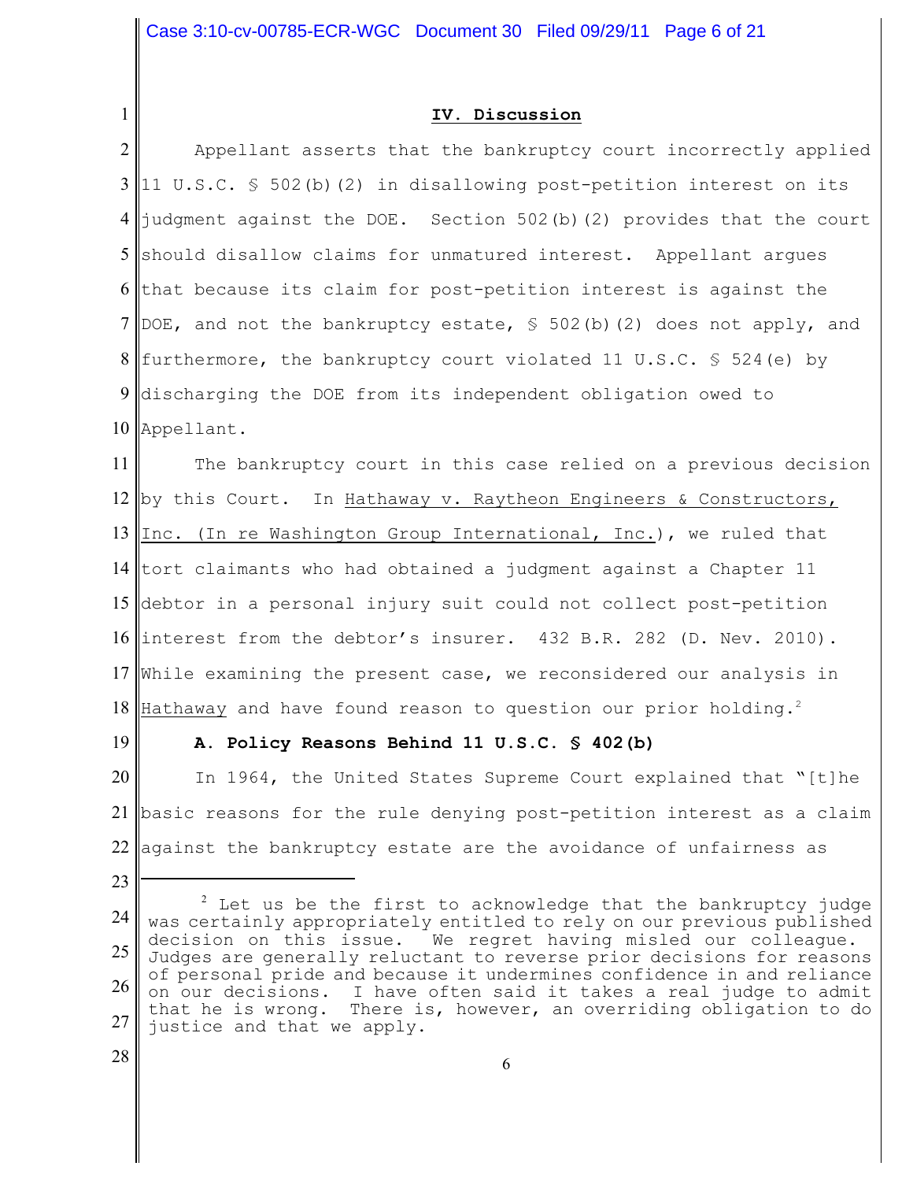## IV. Discussion

Appellant asserts that the bankruptcy court incorrectly applied 11 U.S.C. § 502(b)(2) in disallowing post-petition interest on its judgment against the DOE. Section 502(b)(2) provides that the court should disallow claims for unmatured interest. Appellant argues that because its claim for post-petition interest is against the DOE, and not the bankruptcy estate, § 502(b)(2) does not apply, and furthermore, the bankruptcy court violated 11 U.S.C. § 524(e) by discharging the DOE from its independent obligation owed to Appellant.

The bankruptcy court in this case relied on a previous decision by this Court. In Hathaway v. Raytheon Engineers & Constructors, Inc. (In re Washington Group International, Inc.), we ruled that tort claimants who had obtained a judgment against a Chapter 11 debtor in a personal injury suit could not collect post-petition interest from the debtor's insurer. 432 B.R. 282 (D. Nev. 2010). While examining the present case, we reconsidered our analysis in Hathaway and have found reason to question our prior holding.[2]

### A. Policy Reasons Behind 11 U.S.C. § 402(b)

In 1964, the United States Supreme Court explained that "[t]he basic reasons for the rule denying post-petition interest as a claim against the bankruptcy estate are the avoidance of unfairness as

---

[2] Let us be the first to acknowledge that the bankruptcy judge was certainly appropriately entitled to rely on our previous published decision on this issue. We regret having misled our colleague. Judges are generally reluctant to reverse prior decisions for reasons of personal pride and because it undermines confidence in and reliance on our decisions. I have often said it takes a real judge to admit that he is wrong. There is, however, an overriding obligation to do justice and that we apply.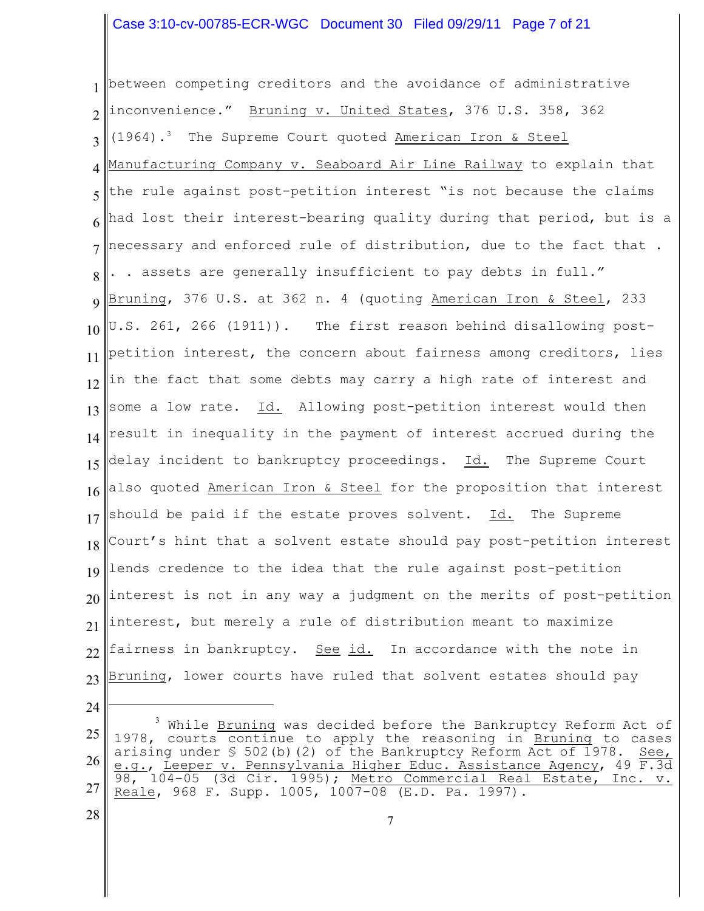between competing creditors and the avoidance of administrative inconvenience." Bruning v. United States, 376 U.S. 358, 362 (1964).[3] The Supreme Court quoted American Iron & Steel Manufacturing Company v. Seaboard Air Line Railway to explain that the rule against post-petition interest "is not because the claims had lost their interest-bearing quality during that period, but is a necessary and enforced rule of distribution, due to the fact that . . . assets are generally insufficient to pay debts in full." Bruning, 376 U.S. at 362 n. 4 (quoting American Iron & Steel, 233 U.S. 261, 266 (1911)). The first reason behind disallowing post-petition interest, the concern about fairness among creditors, lies in the fact that some debts may carry a high rate of interest and some a low rate. Id. Allowing post-petition interest would then result in inequality in the payment of interest accrued during the delay incident to bankruptcy proceedings. Id. The Supreme Court also quoted American Iron & Steel for the proposition that interest should be paid if the estate proves solvent. Id. The Supreme Court's hint that a solvent estate should pay post-petition interest lends credence to the idea that the rule against post-petition interest is not in any way a judgment on the merits of post-petition interest, but merely a rule of distribution meant to maximize fairness in bankruptcy. See id. In accordance with the note in Bruning, lower courts have ruled that solvent estates should pay

---

[3] While Bruning was decided before the Bankruptcy Reform Act of 1978, courts continue to apply the reasoning in Bruning to cases arising under § 502(b)(2) of the Bankruptcy Reform Act of 1978. See, e.g., Leeper v. Pennsylvania Higher Educ. Assistance Agency, 49 F.3d 98, 104-05 (3d Cir. 1995); Metro Commercial Real Estate, Inc. v. Reale, 968 F. Supp. 1005, 1007-08 (E.D. Pa. 1997).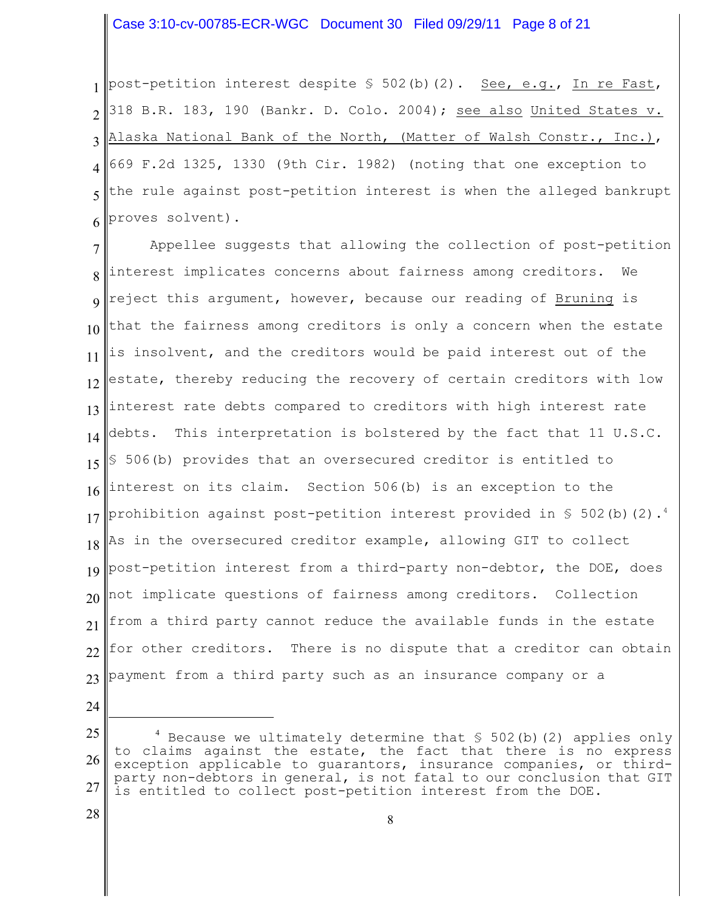post-petition interest despite § 502(b)(2). See, e.g., In re Fast, 318 B.R. 183, 190 (Bankr. D. Colo. 2004); see also United States v. Alaska National Bank of the North, (Matter of Walsh Constr., Inc.), 669 F.2d 1325, 1330 (9th Cir. 1982) (noting that one exception to the rule against post-petition interest is when the alleged bankrupt proves solvent).

Appellee suggests that allowing the collection of post-petition interest implicates concerns about fairness among creditors. We reject this argument, however, because our reading of Bruning is that the fairness among creditors is only a concern when the estate is insolvent, and the creditors would be paid interest out of the estate, thereby reducing the recovery of certain creditors with low interest rate debts compared to creditors with high interest rate debts. This interpretation is bolstered by the fact that 11 U.S.C. § 506(b) provides that an oversecured creditor is entitled to interest on its claim. Section 506(b) is an exception to the prohibition against post-petition interest provided in § 502(b)(2).[4] As in the oversecured creditor example, allowing GIT to collect post-petition interest from a third-party non-debtor, the DOE, does not implicate questions of fairness among creditors. Collection from a third party cannot reduce the available funds in the estate for other creditors. There is no dispute that a creditor can obtain payment from a third party such as an insurance company or a

---

[4] Because we ultimately determine that § 502(b)(2) applies only to claims against the estate, the fact that there is no express exception applicable to guarantors, insurance companies, or third-party non-debtors in general, is not fatal to our conclusion that GIT is entitled to collect post-petition interest from the DOE.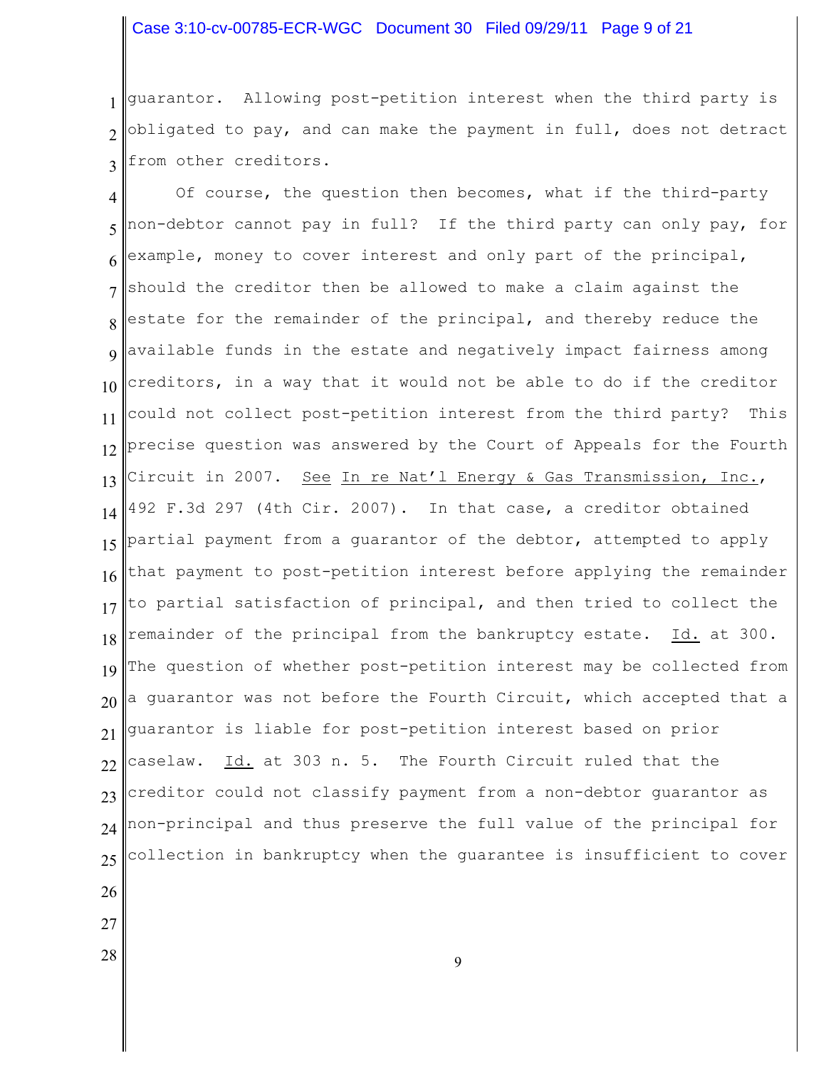guarantor. Allowing post-petition interest when the third party is obligated to pay, and can make the payment in full, does not detract from other creditors.

Of course, the question then becomes, what if the third-party non-debtor cannot pay in full? If the third party can only pay, for example, money to cover interest and only part of the principal, should the creditor then be allowed to make a claim against the estate for the remainder of the principal, and thereby reduce the available funds in the estate and negatively impact fairness among creditors, in a way that it would not be able to do if the creditor could not collect post-petition interest from the third party? This precise question was answered by the Court of Appeals for the Fourth Circuit in 2007. See In re Nat'l Energy & Gas Transmission, Inc., 492 F.3d 297 (4th Cir. 2007). In that case, a creditor obtained partial payment from a guarantor of the debtor, attempted to apply that payment to post-petition interest before applying the remainder to partial satisfaction of principal, and then tried to collect the remainder of the principal from the bankruptcy estate. Id. at 300. The question of whether post-petition interest may be collected from a guarantor was not before the Fourth Circuit, which accepted that a guarantor is liable for post-petition interest based on prior caselaw. Id. at 303 n. 5. The Fourth Circuit ruled that the creditor could not classify payment from a non-debtor guarantor as non-principal and thus preserve the full value of the principal for collection in bankruptcy when the guarantee is insufficient to cover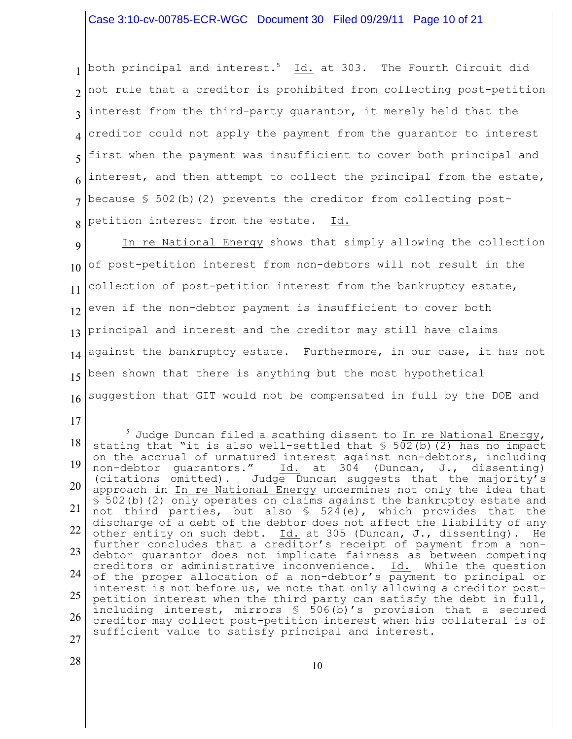both principal and interest.[5] Id. at 303. The Fourth Circuit did not rule that a creditor is prohibited from collecting post-petition interest from the third-party guarantor, it merely held that the creditor could not apply the payment from the guarantor to interest first when the payment was insufficient to cover both principal and interest, and then attempt to collect the principal from the estate, because § 502(b)(2) prevents the creditor from collecting post-petition interest from the estate. Id.

In re National Energy shows that simply allowing the collection of post-petition interest from non-debtors will not result in the collection of post-petition interest from the bankruptcy estate, even if the non-debtor payment is insufficient to cover both principal and interest and the creditor may still have claims against the bankruptcy estate. Furthermore, in our case, it has not been shown that there is anything but the most hypothetical suggestion that GIT would not be compensated in full by the DOE and

---

[5] Judge Duncan filed a scathing dissent to In re National Energy, stating that "it is also well-settled that § 502(b)(2) has no impact on the accrual of unmatured interest against non-debtors, including non-debtor guarantors." Id. at 304 (Duncan, J., dissenting) (citations omitted). Judge Duncan suggests that the majority's approach in In re National Energy undermines not only the idea that § 502(b)(2) only operates on claims against the bankruptcy estate and not third parties, but also § 524(e), which provides that the discharge of a debt of the debtor does not affect the liability of any other entity on such debt. Id. at 305 (Duncan, J., dissenting). He further concludes that a creditor's receipt of payment from a non-debtor guarantor does not implicate fairness as between competing creditors or administrative inconvenience. Id. While the question of the proper allocation of a non-debtor's payment to principal or interest is not before us, we note that only allowing a creditor post-petition interest when the third party can satisfy the debt in full, including interest, mirrors § 506(b)'s provision that a secured creditor may collect post-petition interest when his collateral is of sufficient value to satisfy principal and interest.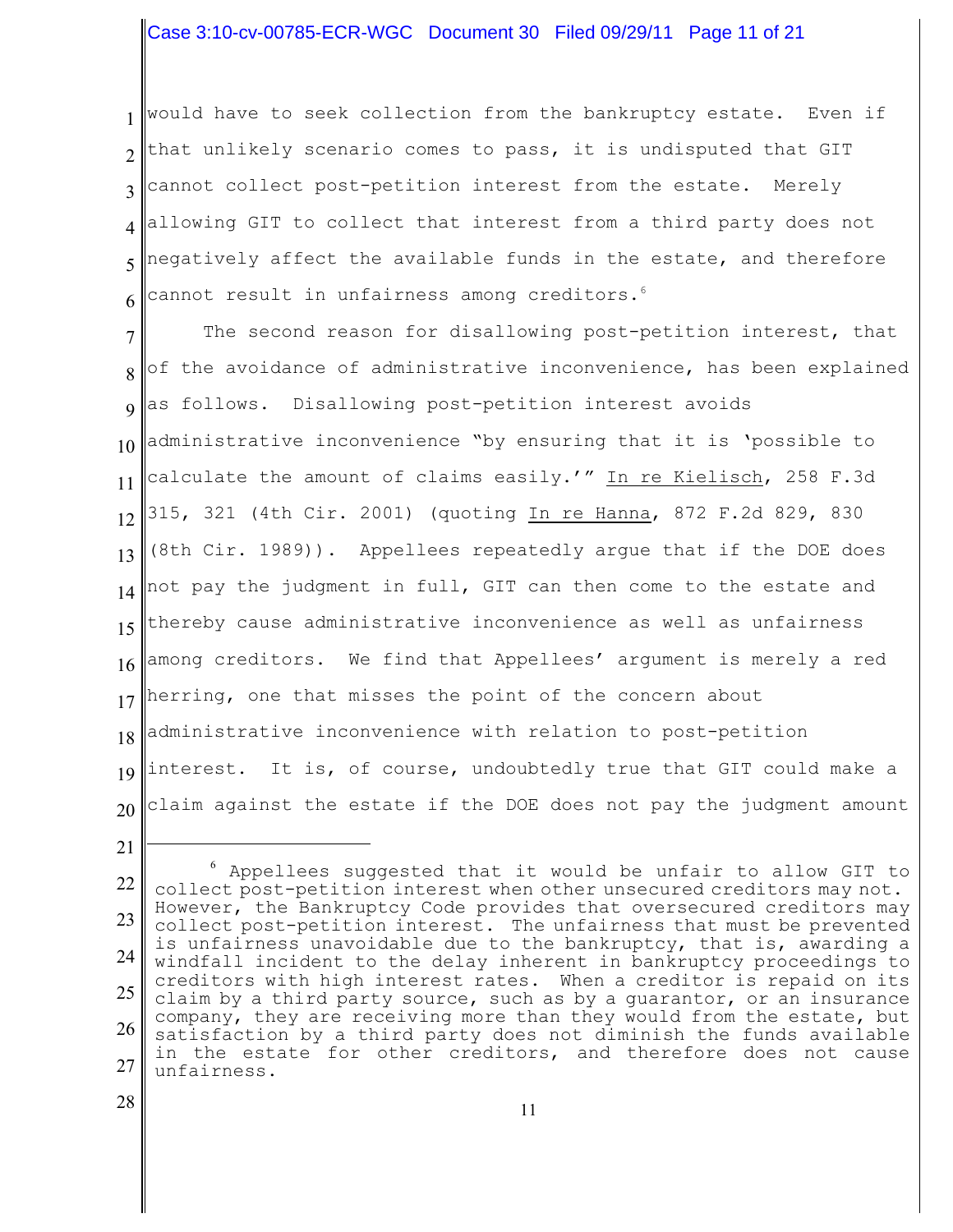would have to seek collection from the bankruptcy estate. Even if that unlikely scenario comes to pass, it is undisputed that GIT cannot collect post-petition interest from the estate. Merely allowing GIT to collect that interest from a third party does not negatively affect the available funds in the estate, and therefore cannot result in unfairness among creditors.[6]

The second reason for disallowing post-petition interest, that of the avoidance of administrative inconvenience, has been explained as follows. Disallowing post-petition interest avoids administrative inconvenience "by ensuring that it is 'possible to calculate the amount of claims easily.'" In re Kielisch, 258 F.3d 315, 321 (4th Cir. 2001) (quoting In re Hanna, 872 F.2d 829, 830 (8th Cir. 1989)). Appellees repeatedly argue that if the DOE does not pay the judgment in full, GIT can then come to the estate and thereby cause administrative inconvenience as well as unfairness among creditors. We find that Appellees' argument is merely a red herring, one that misses the point of the concern about administrative inconvenience with relation to post-petition interest. It is, of course, undoubtedly true that GIT could make a claim against the estate if the DOE does not pay the judgment amount

[6] Appellees suggested that it would be unfair to allow GIT to collect post-petition interest when other unsecured creditors may not. However, the Bankruptcy Code provides that oversecured creditors may collect post-petition interest. The unfairness that must be prevented is unfairness unavoidable due to the bankruptcy, that is, awarding a windfall incident to the delay inherent in bankruptcy proceedings to creditors with high interest rates. When a creditor is repaid on its claim by a third party source, such as by a guarantor, or an insurance company, they are receiving more than they would from the estate, but satisfaction by a third party does not diminish the funds available in the estate for other creditors, and therefore does not cause unfairness.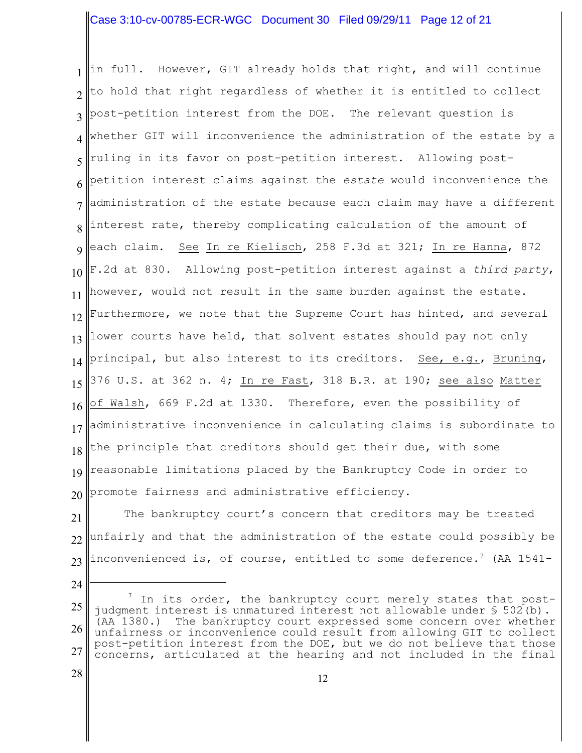in full. However, GIT already holds that right, and will continue to hold that right regardless of whether it is entitled to collect post-petition interest from the DOE. The relevant question is whether GIT will inconvenience the administration of the estate by a ruling in its favor on post-petition interest. Allowing post-petition interest claims against the *estate* would inconvenience the administration of the estate because each claim may have a different interest rate, thereby complicating calculation of the amount of each claim. See In re Kielisch, 258 F.3d at 321; In re Hanna, 872 F.2d at 830. Allowing post-petition interest against a *third party*, however, would not result in the same burden against the estate. Furthermore, we note that the Supreme Court has hinted, and several lower courts have held, that solvent estates should pay not only principal, but also interest to its creditors. See, e.g., Bruning, 376 U.S. at 362 n. 4; In re Fast, 318 B.R. at 190; see also Matter of Walsh, 669 F.2d at 1330. Therefore, even the possibility of administrative inconvenience in calculating claims is subordinate to the principle that creditors should get their due, with some reasonable limitations placed by the Bankruptcy Code in order to promote fairness and administrative efficiency.

The bankruptcy court's concern that creditors may be treated unfairly and that the administration of the estate could possibly be inconvenienced is, of course, entitled to some deference.[7] (AA 1541-

---

[7] In its order, the bankruptcy court merely states that post-judgment interest is unmatured interest not allowable under § 502(b). (AA 1380.) The bankruptcy court expressed some concern over whether unfairness or inconvenience could result from allowing GIT to collect post-petition interest from the DOE, but we do not believe that those concerns, articulated at the hearing and not included in the final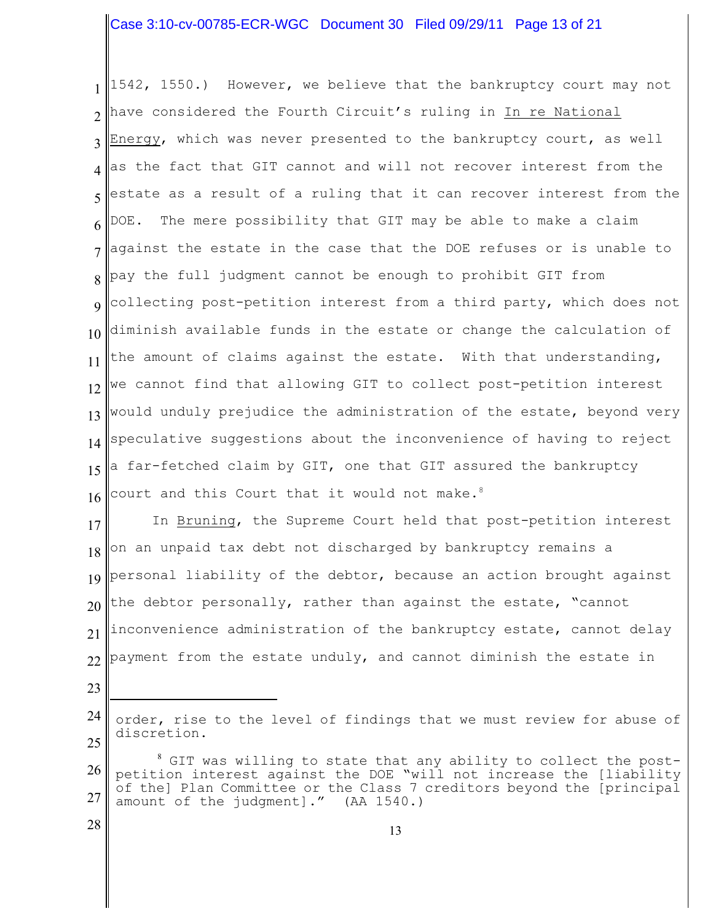1542, 1550.) However, we believe that the bankruptcy court may not have considered the Fourth Circuit's ruling in In re National Energy, which was never presented to the bankruptcy court, as well as the fact that GIT cannot and will not recover interest from the estate as a result of a ruling that it can recover interest from the DOE. The mere possibility that GIT may be able to make a claim against the estate in the case that the DOE refuses or is unable to pay the full judgment cannot be enough to prohibit GIT from collecting post-petition interest from a third party, which does not diminish available funds in the estate or change the calculation of the amount of claims against the estate. With that understanding, we cannot find that allowing GIT to collect post-petition interest would unduly prejudice the administration of the estate, beyond very speculative suggestions about the inconvenience of having to reject a far-fetched claim by GIT, one that GIT assured the bankruptcy court and this Court that it would not make.[8]

In Bruning, the Supreme Court held that post-petition interest on an unpaid tax debt not discharged by bankruptcy remains a personal liability of the debtor, because an action brought against the debtor personally, rather than against the estate, "cannot inconvenience administration of the bankruptcy estate, cannot delay payment from the estate unduly, and cannot diminish the estate in

---

order, rise to the level of findings that we must review for abuse of discretion.

[8] GIT was willing to state that any ability to collect the post-petition interest against the DOE "will not increase the [liability of the] Plan Committee or the Class 7 creditors beyond the [principal amount of the judgment]." (AA 1540.)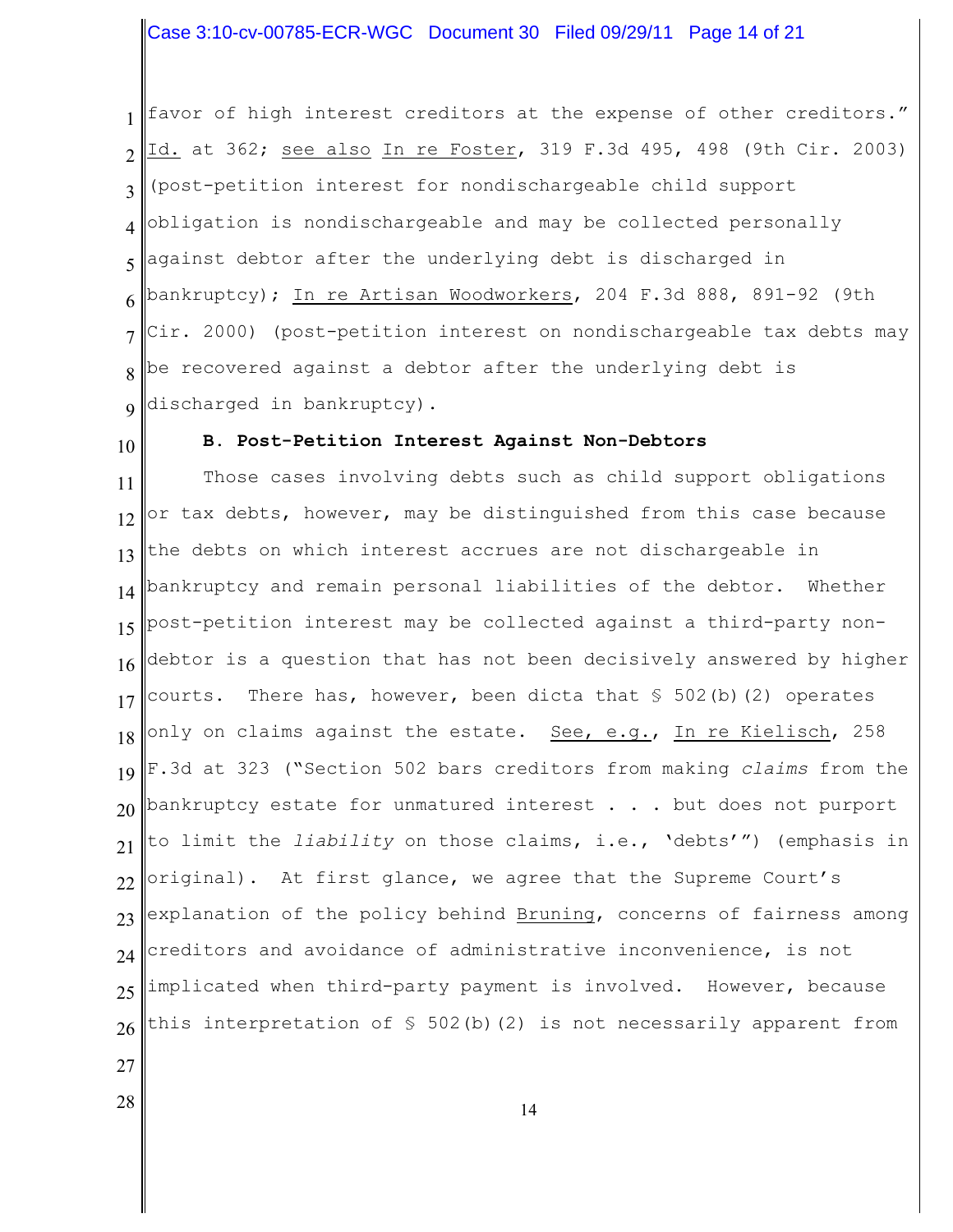favor of high interest creditors at the expense of other creditors." Id. at 362; see also In re Foster, 319 F.3d 495, 498 (9th Cir. 2003) (post-petition interest for nondischargeable child support obligation is nondischargeable and may be collected personally against debtor after the underlying debt is discharged in bankruptcy); In re Artisan Woodworkers, 204 F.3d 888, 891-92 (9th Cir. 2000) (post-petition interest on nondischargeable tax debts may be recovered against a debtor after the underlying debt is discharged in bankruptcy).

**B. Post-Petition Interest Against Non-Debtors**

Those cases involving debts such as child support obligations or tax debts, however, may be distinguished from this case because the debts on which interest accrues are not dischargeable in bankruptcy and remain personal liabilities of the debtor. Whether post-petition interest may be collected against a third-party non-debtor is a question that has not been decisively answered by higher courts. There has, however, been dicta that § 502(b)(2) operates only on claims against the estate. See, e.g., In re Kielisch, 258 F.3d at 323 ("Section 502 bars creditors from making *claims* from the bankruptcy estate for unmatured interest . . . but does not purport to limit the *liability* on those claims, i.e., 'debts'") (emphasis in original). At first glance, we agree that the Supreme Court's explanation of the policy behind Bruning, concerns of fairness among creditors and avoidance of administrative inconvenience, is not implicated when third-party payment is involved. However, because this interpretation of § 502(b)(2) is not necessarily apparent from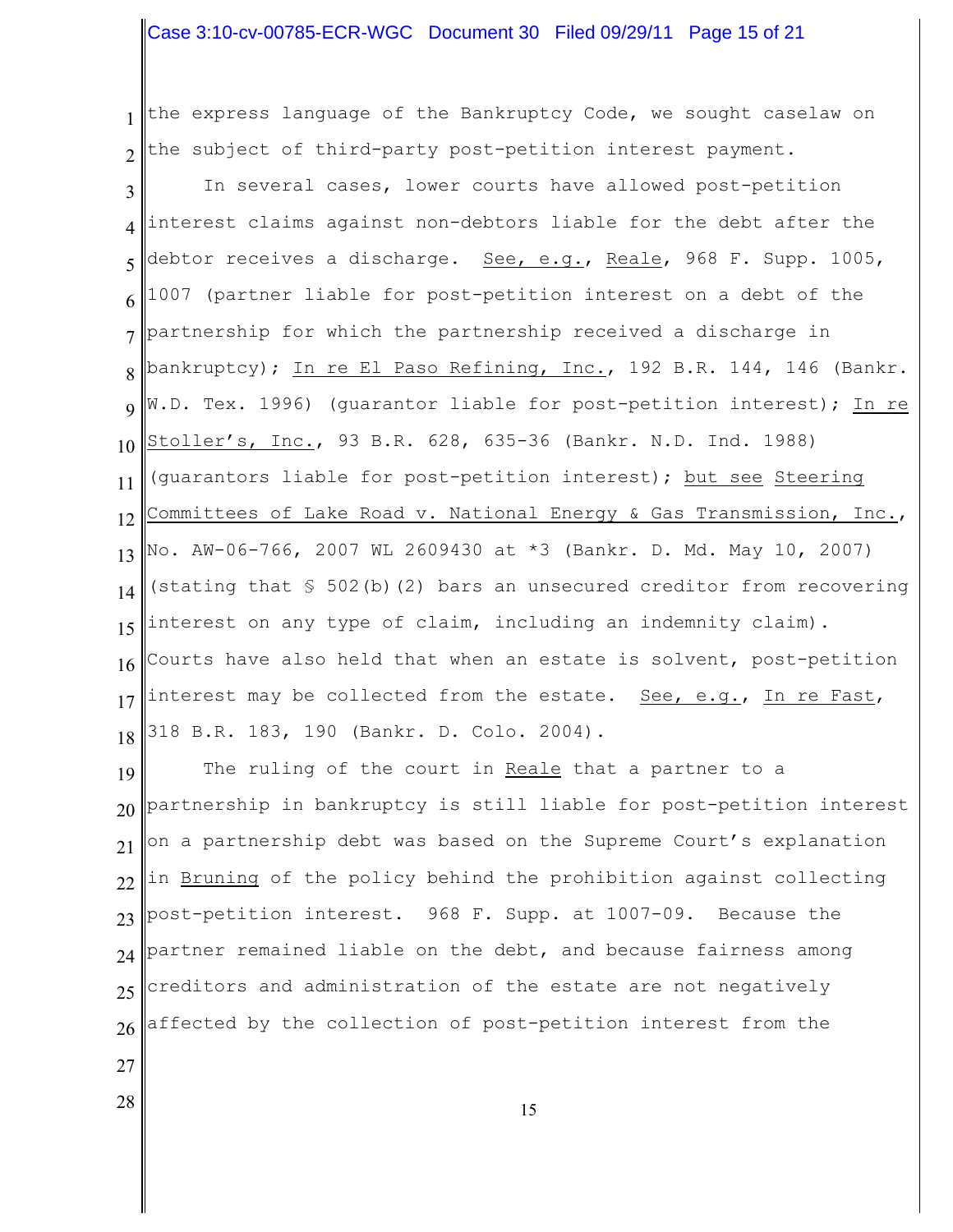the express language of the Bankruptcy Code, we sought caselaw on the subject of third-party post-petition interest payment.

In several cases, lower courts have allowed post-petition interest claims against non-debtors liable for the debt after the debtor receives a discharge. See, e.g., Reale, 968 F. Supp. 1005, 1007 (partner liable for post-petition interest on a debt of the partnership for which the partnership received a discharge in bankruptcy); In re El Paso Refining, Inc., 192 B.R. 144, 146 (Bankr. W.D. Tex. 1996) (guarantor liable for post-petition interest); In re Stoller's, Inc., 93 B.R. 628, 635-36 (Bankr. N.D. Ind. 1988) (guarantors liable for post-petition interest); but see Steering Committees of Lake Road v. National Energy & Gas Transmission, Inc., No. AW-06-766, 2007 WL 2609430 at *3 (Bankr. D. Md. May 10, 2007) (stating that § 502(b)(2) bars an unsecured creditor from recovering interest on any type of claim, including an indemnity claim). Courts have also held that when an estate is solvent, post-petition interest may be collected from the estate. See, e.g., In re Fast, 318 B.R. 183, 190 (Bankr. D. Colo. 2004).

The ruling of the court in Reale that a partner to a partnership in bankruptcy is still liable for post-petition interest on a partnership debt was based on the Supreme Court's explanation in Bruning of the policy behind the prohibition against collecting post-petition interest. 968 F. Supp. at 1007-09. Because the partner remained liable on the debt, and because fairness among creditors and administration of the estate are not negatively affected by the collection of post-petition interest from the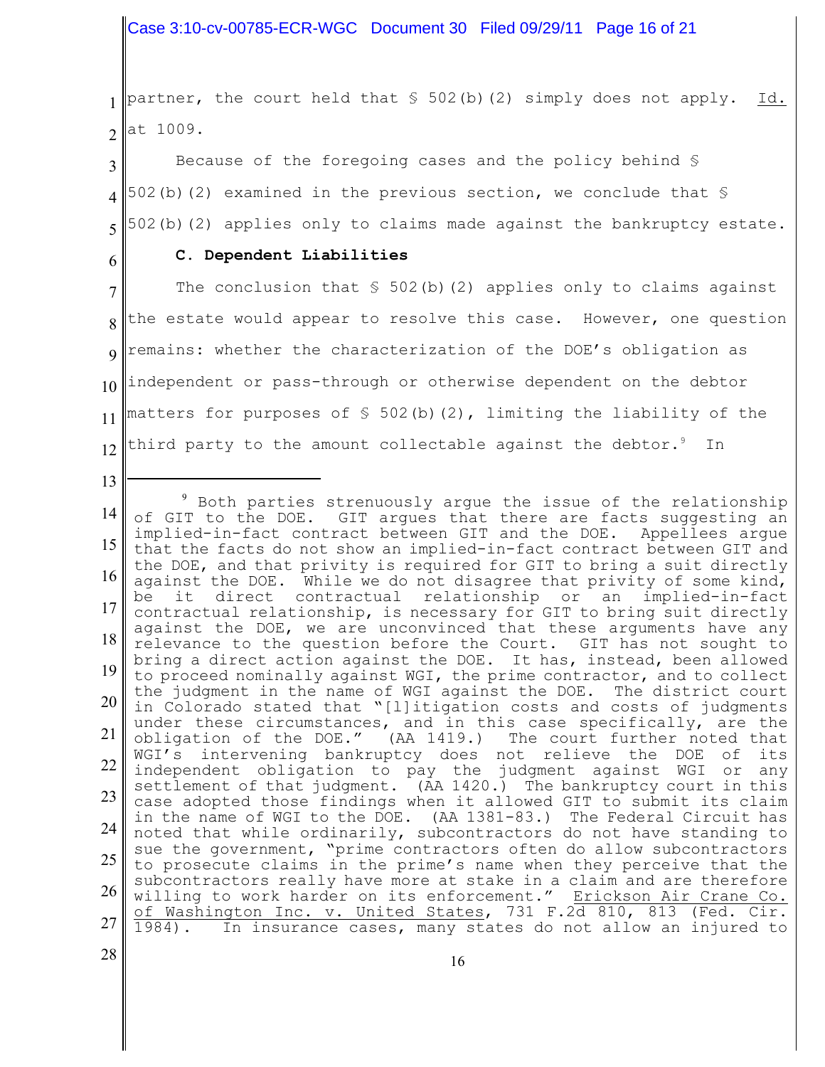partner, the court held that § 502(b)(2) simply does not apply. Id. at 1009.

Because of the foregoing cases and the policy behind § 502(b)(2) examined in the previous section, we conclude that § 502(b)(2) applies only to claims made against the bankruptcy estate.

**C. Dependent Liabilities**

The conclusion that § 502(b)(2) applies only to claims against the estate would appear to resolve this case. However, one question remains: whether the characterization of the DOE's obligation as independent or pass-through or otherwise dependent on the debtor matters for purposes of § 502(b)(2), limiting the liability of the third party to the amount collectable against the debtor.[9] In

---

[9] Both parties strenuously argue the issue of the relationship of GIT to the DOE. GIT argues that there are facts suggesting an implied-in-fact contract between GIT and the DOE. Appellees argue that the facts do not show an implied-in-fact contract between GIT and the DOE, and that privity is required for GIT to bring a suit directly against the DOE. While we do not disagree that privity of some kind, be it direct contractual relationship or an implied-in-fact contractual relationship, is necessary for GIT to bring suit directly against the DOE, we are unconvinced that these arguments have any relevance to the question before the Court. GIT has not sought to bring a direct action against the DOE. It has, instead, been allowed to proceed nominally against WGI, the prime contractor, and to collect the judgment in the name of WGI against the DOE. The district court in Colorado stated that "[l]itigation costs and costs of judgments under these circumstances, and in this case specifically, are the obligation of the DOE." (AA 1419.) The court further noted that WGI's intervening bankruptcy does not relieve the DOE of its independent obligation to pay the judgment against WGI or any settlement of that judgment. (AA 1420.) The bankruptcy court in this case adopted those findings when it allowed GIT to submit its claim in the name of WGI to the DOE. (AA 1381-83.) The Federal Circuit has noted that while ordinarily, subcontractors do not have standing to sue the government, "prime contractors often do allow subcontractors to prosecute claims in the prime's name when they perceive that the subcontractors really have more at stake in a claim and are therefore willing to work harder on its enforcement." Erickson Air Crane Co. of Washington Inc. v. United States, 731 F.2d 810, 813 (Fed. Cir. 1984). In insurance cases, many states do not allow an injured to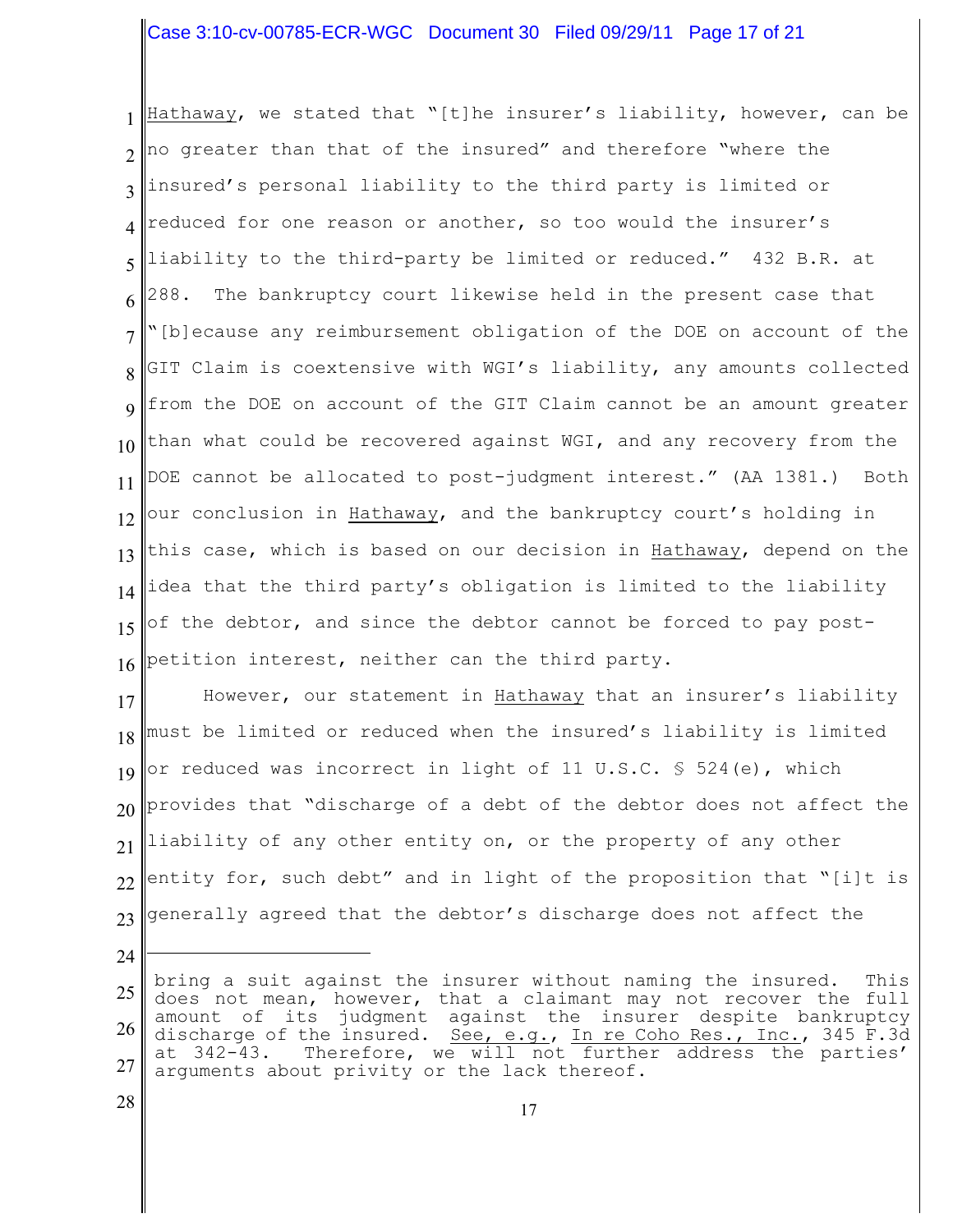Hathaway, we stated that "[t]he insurer's liability, however, can be no greater than that of the insured" and therefore "where the insured's personal liability to the third party is limited or reduced for one reason or another, so too would the insurer's liability to the third-party be limited or reduced." 432 B.R. at 288. The bankruptcy court likewise held in the present case that "[b]ecause any reimbursement obligation of the DOE on account of the GIT Claim is coextensive with WGI's liability, any amounts collected from the DOE on account of the GIT Claim cannot be an amount greater than what could be recovered against WGI, and any recovery from the DOE cannot be allocated to post-judgment interest." (AA 1381.) Both our conclusion in Hathaway, and the bankruptcy court's holding in this case, which is based on our decision in Hathaway, depend on the idea that the third party's obligation is limited to the liability of the debtor, and since the debtor cannot be forced to pay post-petition interest, neither can the third party.

However, our statement in Hathaway that an insurer's liability must be limited or reduced when the insured's liability is limited or reduced was incorrect in light of 11 U.S.C. § 524(e), which provides that "discharge of a debt of the debtor does not affect the liability of any other entity on, or the property of any other entity for, such debt" and in light of the proposition that "[i]t is generally agreed that the debtor's discharge does not affect the

---

bring a suit against the insurer without naming the insured. This does not mean, however, that a claimant may not recover the full amount of its judgment against the insurer despite bankruptcy discharge of the insured. See, e.g., In re Coho Res., Inc., 345 F.3d at 342-43. Therefore, we will not further address the parties' arguments about privity or the lack thereof.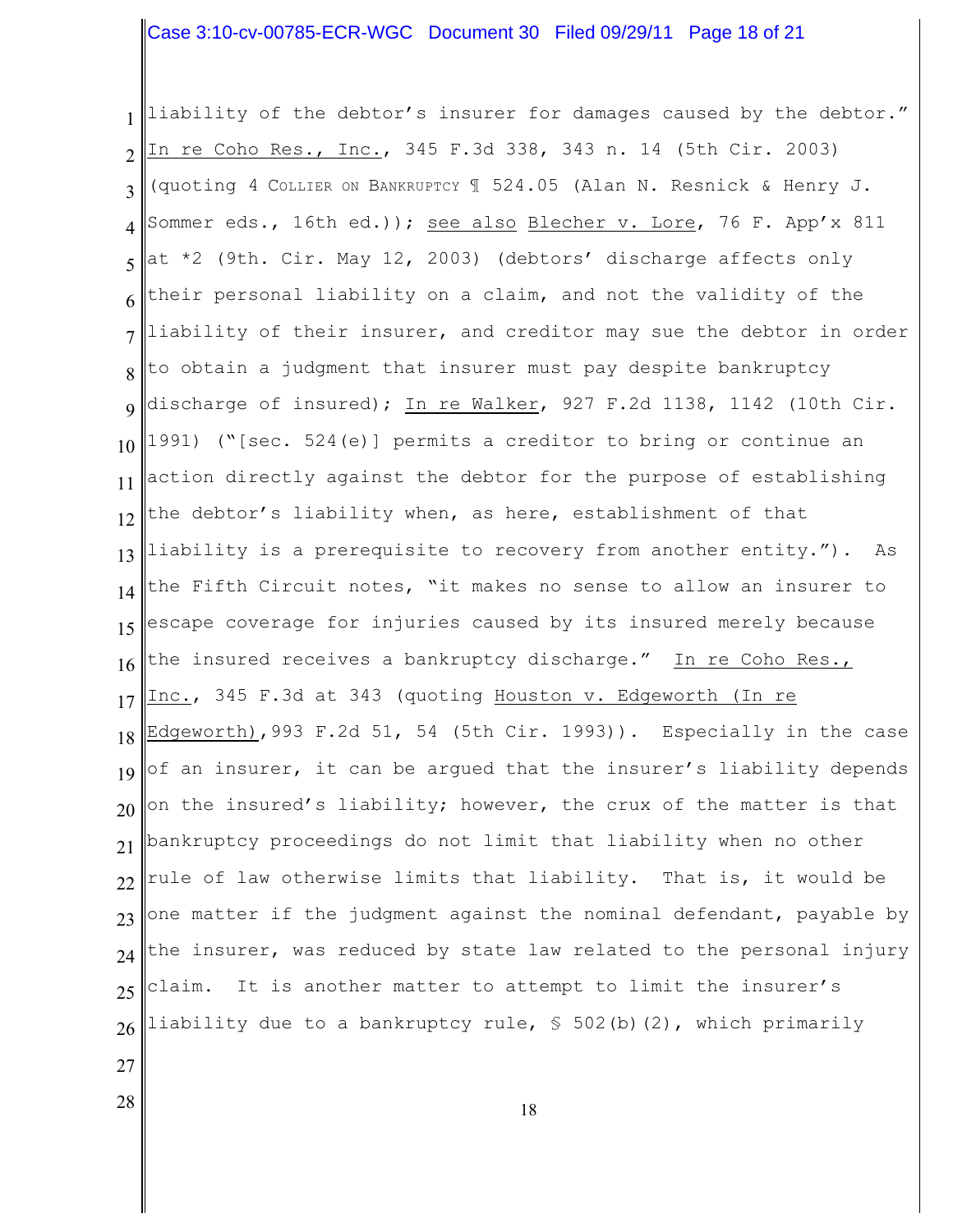liability of the debtor's insurer for damages caused by the debtor." In re Coho Res., Inc., 345 F.3d 338, 343 n. 14 (5th Cir. 2003) (quoting 4 COLLIER ON BANKRUPTCY ¶ 524.05 (Alan N. Resnick & Henry J. Sommer eds., 16th ed.)); see also Blecher v. Lore, 76 F. App'x 811 at *2 (9th. Cir. May 12, 2003) (debtors' discharge affects only their personal liability on a claim, and not the validity of the liability of their insurer, and creditor may sue the debtor in order to obtain a judgment that insurer must pay despite bankruptcy discharge of insured); In re Walker, 927 F.2d 1138, 1142 (10th Cir. 1991) ("[sec. 524(e)] permits a creditor to bring or continue an action directly against the debtor for the purpose of establishing the debtor's liability when, as here, establishment of that liability is a prerequisite to recovery from another entity."). As the Fifth Circuit notes, "it makes no sense to allow an insurer to escape coverage for injuries caused by its insured merely because the insured receives a bankruptcy discharge." In re Coho Res., Inc., 345 F.3d at 343 (quoting Houston v. Edgeworth (In re Edgeworth), 993 F.2d 51, 54 (5th Cir. 1993)). Especially in the case of an insurer, it can be argued that the insurer's liability depends on the insured's liability; however, the crux of the matter is that bankruptcy proceedings do not limit that liability when no other rule of law otherwise limits that liability. That is, it would be one matter if the judgment against the nominal defendant, payable by the insurer, was reduced by state law related to the personal injury claim. It is another matter to attempt to limit the insurer's liability due to a bankruptcy rule, § 502(b)(2), which primarily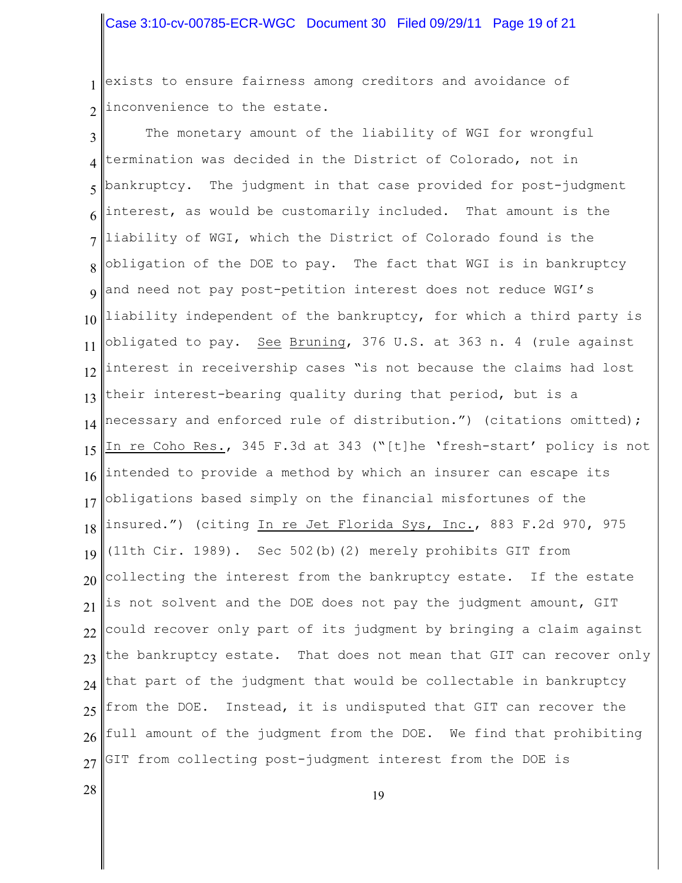exists to ensure fairness among creditors and avoidance of inconvenience to the estate.

The monetary amount of the liability of WGI for wrongful termination was decided in the District of Colorado, not in bankruptcy. The judgment in that case provided for post-judgment interest, as would be customarily included. That amount is the liability of WGI, which the District of Colorado found is the obligation of the DOE to pay. The fact that WGI is in bankruptcy and need not pay post-petition interest does not reduce WGI's liability independent of the bankruptcy, for which a third party is obligated to pay. See Bruning, 376 U.S. at 363 n. 4 (rule against interest in receivership cases "is not because the claims had lost their interest-bearing quality during that period, but is a necessary and enforced rule of distribution.") (citations omitted); In re Coho Res., 345 F.3d at 343 ("[t]he 'fresh-start' policy is not intended to provide a method by which an insurer can escape its obligations based simply on the financial misfortunes of the insured.") (citing In re Jet Florida Sys, Inc., 883 F.2d 970, 975 (11th Cir. 1989). Sec 502(b)(2) merely prohibits GIT from collecting the interest from the bankruptcy estate. If the estate is not solvent and the DOE does not pay the judgment amount, GIT could recover only part of its judgment by bringing a claim against the bankruptcy estate. That does not mean that GIT can recover only that part of the judgment that would be collectable in bankruptcy from the DOE. Instead, it is undisputed that GIT can recover the full amount of the judgment from the DOE. We find that prohibiting GIT from collecting post-judgment interest from the DOE is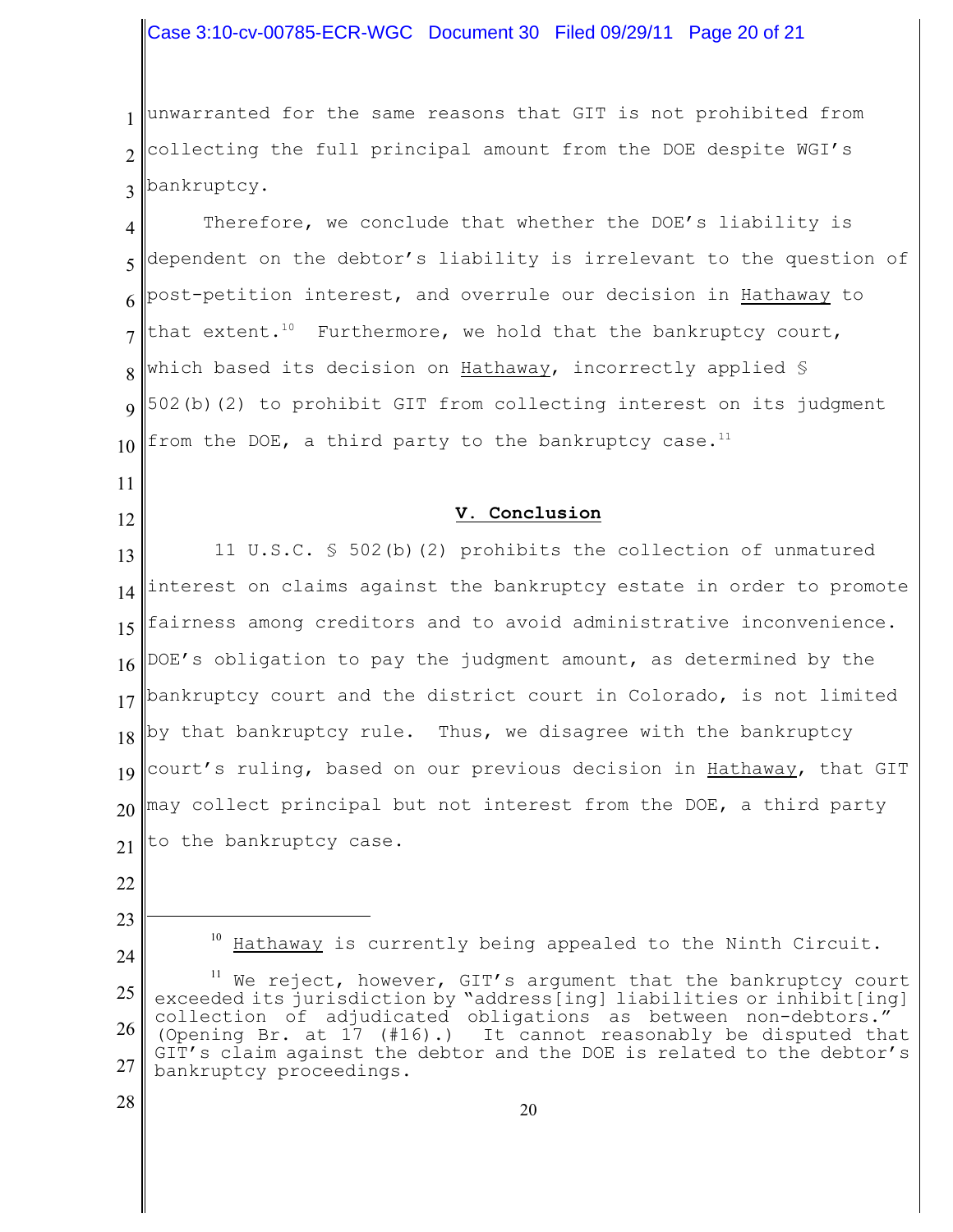unwarranted for the same reasons that GIT is not prohibited from collecting the full principal amount from the DOE despite WGI's bankruptcy.

Therefore, we conclude that whether the DOE's liability is dependent on the debtor's liability is irrelevant to the question of post-petition interest, and overrule our decision in Hathaway to that extent.[10] Furthermore, we hold that the bankruptcy court, which based its decision on Hathaway, incorrectly applied § 502(b)(2) to prohibit GIT from collecting interest on its judgment from the DOE, a third party to the bankruptcy case.[11]

## V. Conclusion

11 U.S.C. § 502(b)(2) prohibits the collection of unmatured interest on claims against the bankruptcy estate in order to promote fairness among creditors and to avoid administrative inconvenience. DOE's obligation to pay the judgment amount, as determined by the bankruptcy court and the district court in Colorado, is not limited by that bankruptcy rule. Thus, we disagree with the bankruptcy court's ruling, based on our previous decision in Hathaway, that GIT may collect principal but not interest from the DOE, a third party to the bankruptcy case.

---

[10] Hathaway is currently being appealed to the Ninth Circuit.

[11] We reject, however, GIT's argument that the bankruptcy court exceeded its jurisdiction by "address[ing] liabilities or inhibit[ing] collection of adjudicated obligations as between non-debtors." (Opening Br. at 17 (#16).) It cannot reasonably be disputed that GIT's claim against the debtor and the DOE is related to the debtor's bankruptcy proceedings.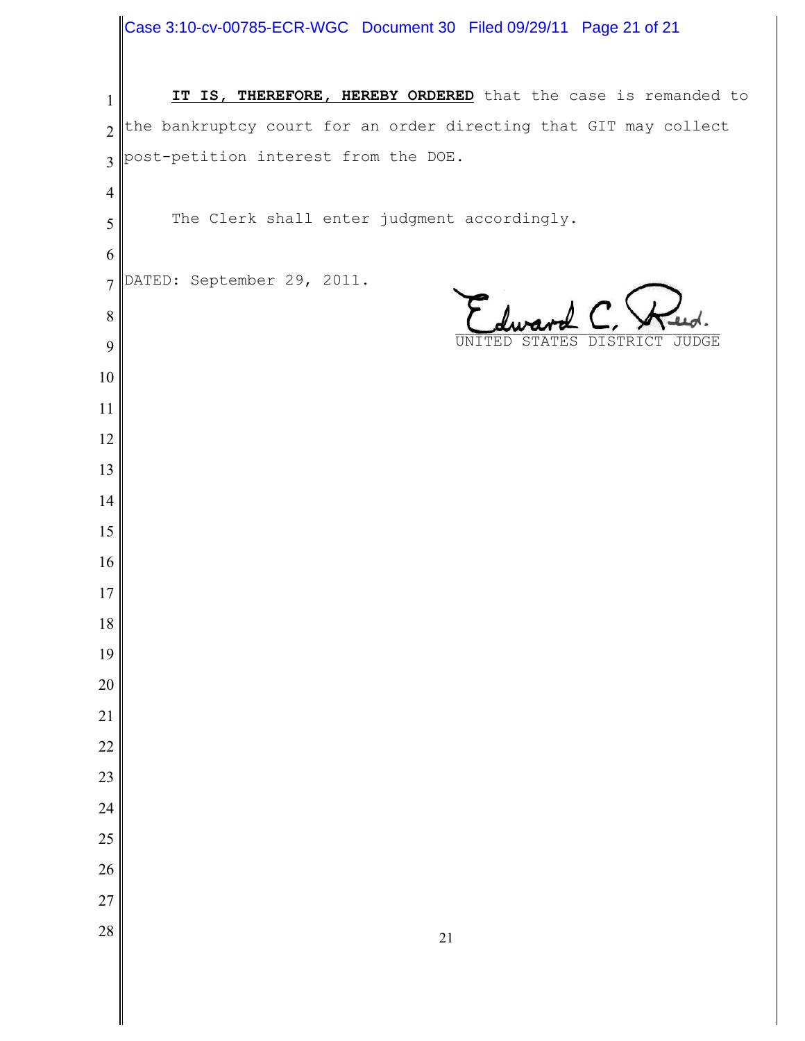**IT IS, THEREFORE, HEREBY ORDERED** that the case is remanded to the bankruptcy court for an order directing that GIT may collect post-petition interest from the DOE.

The Clerk shall enter judgment accordingly.

DATED: September 29, 2011.

Edward C. Reed.

UNITED STATES DISTRICT JUDGE